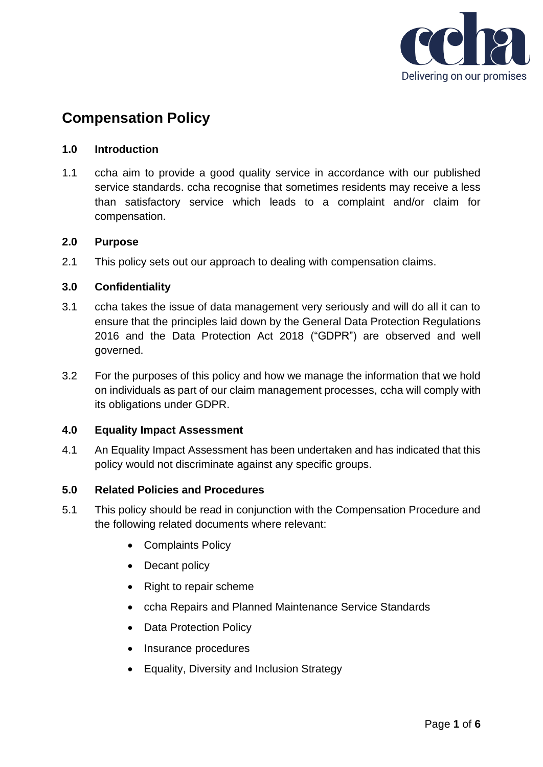# Compensation Policy

## 1.0 Introduction

1.1 ccha aim to provide a good quality service in accordance with our published service standards. ccha recognise that sometimes residents may receive a less than satisfactory service which leads to a complaint and/or claim for compensation.

## 2.0 Purpose

2.1 This policy sets out our approach to dealing with compensation claims.

## 3.0 Confidentiality

3.1 ccha takes the issue of data management very seriously and will do all it can to ensure that the principles laid down by the General Data Protection Regulations 2016 and the Data Protection Act 2018 ("GDPR") are observed and well governed.

3.2 For the purposes of this policy and how we manage the information that we hold on individuals as part of our claim management processes, ccha will comply with its obligations under GDPR.

## 4.0 Equality Impact Assessment

4.1 An Equality Impact Assessment has been undertaken and has indicated that this policy would not discriminate against any specific groups.

## 5.0 Related Policies and Procedures

5.1 This policy should be read in conjunction with the Compensation Procedure and the following related documents where relevant:

- Complaints Policy
- Decant policy
- Right to repair scheme
- ccha Repairs and Planned Maintenance Service Standards
- Data Protection Policy
- Insurance procedures
- Equality, Diversity and Inclusion Strategy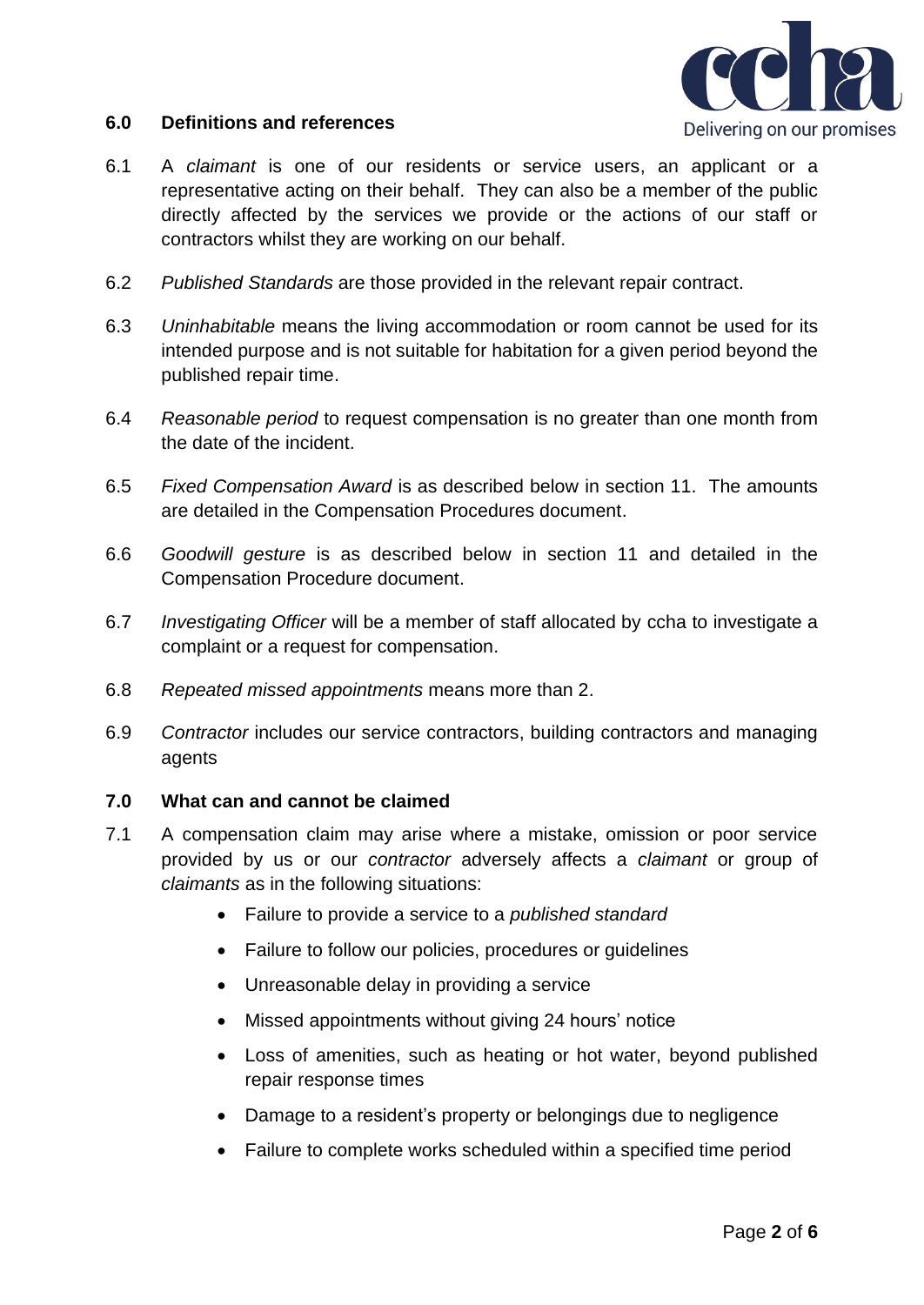## 6.0 Definitions and references

6.1 A *claimant* is one of our residents or service users, an applicant or a representative acting on their behalf. They can also be a member of the public directly affected by the services we provide or the actions of our staff or contractors whilst they are working on our behalf.

6.2 *Published Standards* are those provided in the relevant repair contract.

6.3 *Uninhabitable* means the living accommodation or room cannot be used for its intended purpose and is not suitable for habitation for a given period beyond the published repair time.

6.4 *Reasonable period* to request compensation is no greater than one month from the date of the incident.

6.5 *Fixed Compensation Award* is as described below in section 11. The amounts are detailed in the Compensation Procedures document.

6.6 *Goodwill gesture* is as described below in section 11 and detailed in the Compensation Procedure document.

6.7 *Investigating Officer* will be a member of staff allocated by ccha to investigate a complaint or a request for compensation.

6.8 *Repeated missed appointments* means more than 2.

6.9 *Contractor* includes our service contractors, building contractors and managing agents

## 7.0 What can and cannot be claimed

7.1 A compensation claim may arise where a mistake, omission or poor service provided by us or our *contractor* adversely affects a *claimant* or group of *claimants* as in the following situations:

- Failure to provide a service to a *published standard*
- Failure to follow our policies, procedures or guidelines
- Unreasonable delay in providing a service
- Missed appointments without giving 24 hours' notice
- Loss of amenities, such as heating or hot water, beyond published repair response times
- Damage to a resident's property or belongings due to negligence
- Failure to complete works scheduled within a specified time period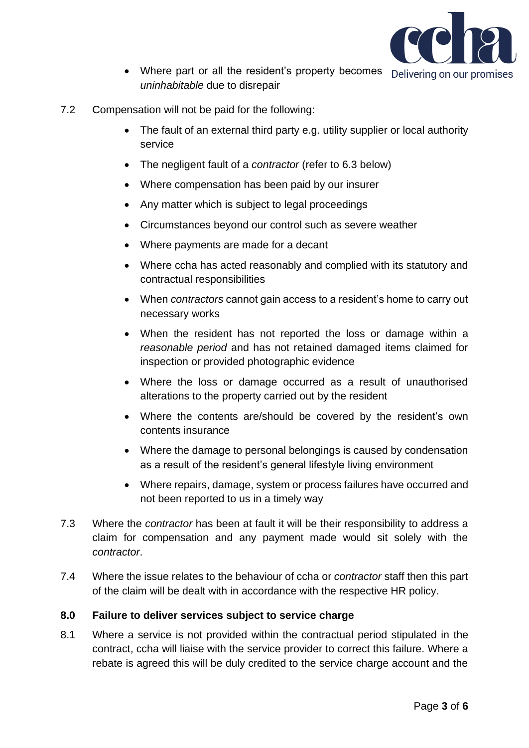- Where part or all the resident's property becomes *uninhabitable* due to disrepair

7.2 Compensation will not be paid for the following:

- The fault of an external third party e.g. utility supplier or local authority service
- The negligent fault of a *contractor* (refer to 6.3 below)
- Where compensation has been paid by our insurer
- Any matter which is subject to legal proceedings
- Circumstances beyond our control such as severe weather
- Where payments are made for a decant
- Where ccha has acted reasonably and complied with its statutory and contractual responsibilities
- When *contractors* cannot gain access to a resident's home to carry out necessary works
- When the resident has not reported the loss or damage within a *reasonable period* and has not retained damaged items claimed for inspection or provided photographic evidence
- Where the loss or damage occurred as a result of unauthorised alterations to the property carried out by the resident
- Where the contents are/should be covered by the resident's own contents insurance
- Where the damage to personal belongings is caused by condensation as a result of the resident's general lifestyle living environment
- Where repairs, damage, system or process failures have occurred and not been reported to us in a timely way

7.3 Where the *contractor* has been at fault it will be their responsibility to address a claim for compensation and any payment made would sit solely with the *contractor*.

7.4 Where the issue relates to the behaviour of ccha or *contractor* staff then this part of the claim will be dealt with in accordance with the respective HR policy.

## 8.0 Failure to deliver services subject to service charge

8.1 Where a service is not provided within the contractual period stipulated in the contract, ccha will liaise with the service provider to correct this failure. Where a rebate is agreed this will be duly credited to the service charge account and the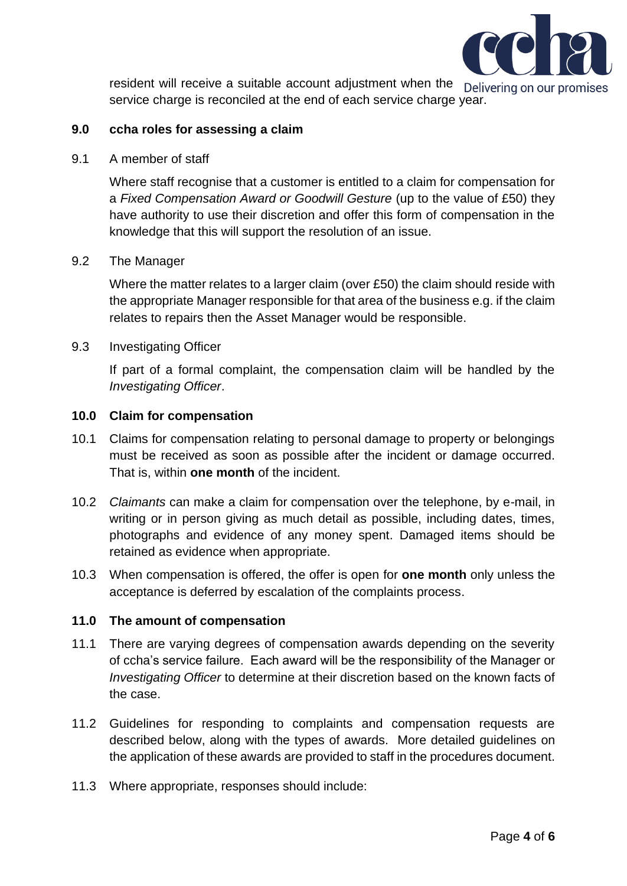resident will receive a suitable account adjustment when the service charge is reconciled at the end of each service charge year.

### 9.0 ccha roles for assessing a claim

9.1 A member of staff

Where staff recognise that a customer is entitled to a claim for compensation for a *Fixed Compensation Award or Goodwill Gesture* (up to the value of £50) they have authority to use their discretion and offer this form of compensation in the knowledge that this will support the resolution of an issue.

9.2 The Manager

Where the matter relates to a larger claim (over £50) the claim should reside with the appropriate Manager responsible for that area of the business e.g. if the claim relates to repairs then the Asset Manager would be responsible.

9.3 Investigating Officer

If part of a formal complaint, the compensation claim will be handled by the *Investigating Officer*.

### 10.0 Claim for compensation

10.1 Claims for compensation relating to personal damage to property or belongings must be received as soon as possible after the incident or damage occurred. That is, within **one month** of the incident.

10.2 *Claimants* can make a claim for compensation over the telephone, by e-mail, in writing or in person giving as much detail as possible, including dates, times, photographs and evidence of any money spent. Damaged items should be retained as evidence when appropriate.

10.3 When compensation is offered, the offer is open for **one month** only unless the acceptance is deferred by escalation of the complaints process.

### 11.0 The amount of compensation

11.1 There are varying degrees of compensation awards depending on the severity of ccha's service failure. Each award will be the responsibility of the Manager or *Investigating Officer* to determine at their discretion based on the known facts of the case.

11.2 Guidelines for responding to complaints and compensation requests are described below, along with the types of awards. More detailed guidelines on the application of these awards are provided to staff in the procedures document.

11.3 Where appropriate, responses should include: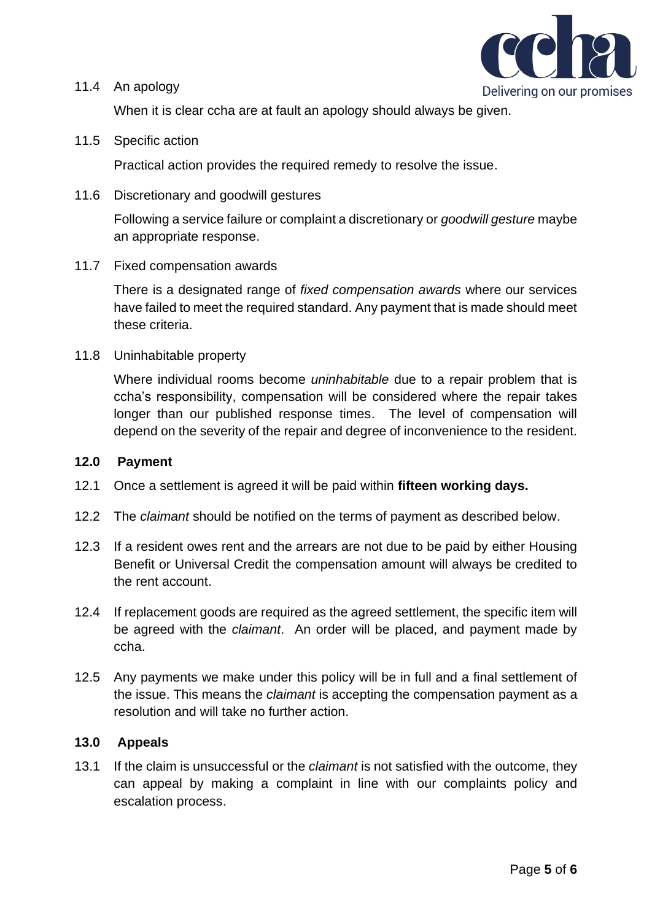11.4 An apology

When it is clear ccha are at fault an apology should always be given.

11.5 Specific action

Practical action provides the required remedy to resolve the issue.

11.6 Discretionary and goodwill gestures

Following a service failure or complaint a discretionary or *goodwill gesture* maybe an appropriate response.

11.7 Fixed compensation awards

There is a designated range of *fixed compensation awards* where our services have failed to meet the required standard. Any payment that is made should meet these criteria.

11.8 Uninhabitable property

Where individual rooms become *uninhabitable* due to a repair problem that is ccha's responsibility, compensation will be considered where the repair takes longer than our published response times. The level of compensation will depend on the severity of the repair and degree of inconvenience to the resident.

## 12.0 Payment

12.1 Once a settlement is agreed it will be paid within **fifteen working days.**

12.2 The *claimant* should be notified on the terms of payment as described below.

12.3 If a resident owes rent and the arrears are not due to be paid by either Housing Benefit or Universal Credit the compensation amount will always be credited to the rent account.

12.4 If replacement goods are required as the agreed settlement, the specific item will be agreed with the *claimant*. An order will be placed, and payment made by ccha.

12.5 Any payments we make under this policy will be in full and a final settlement of the issue. This means the *claimant* is accepting the compensation payment as a resolution and will take no further action.

## 13.0 Appeals

13.1 If the claim is unsuccessful or the *claimant* is not satisfied with the outcome, they can appeal by making a complaint in line with our complaints policy and escalation process.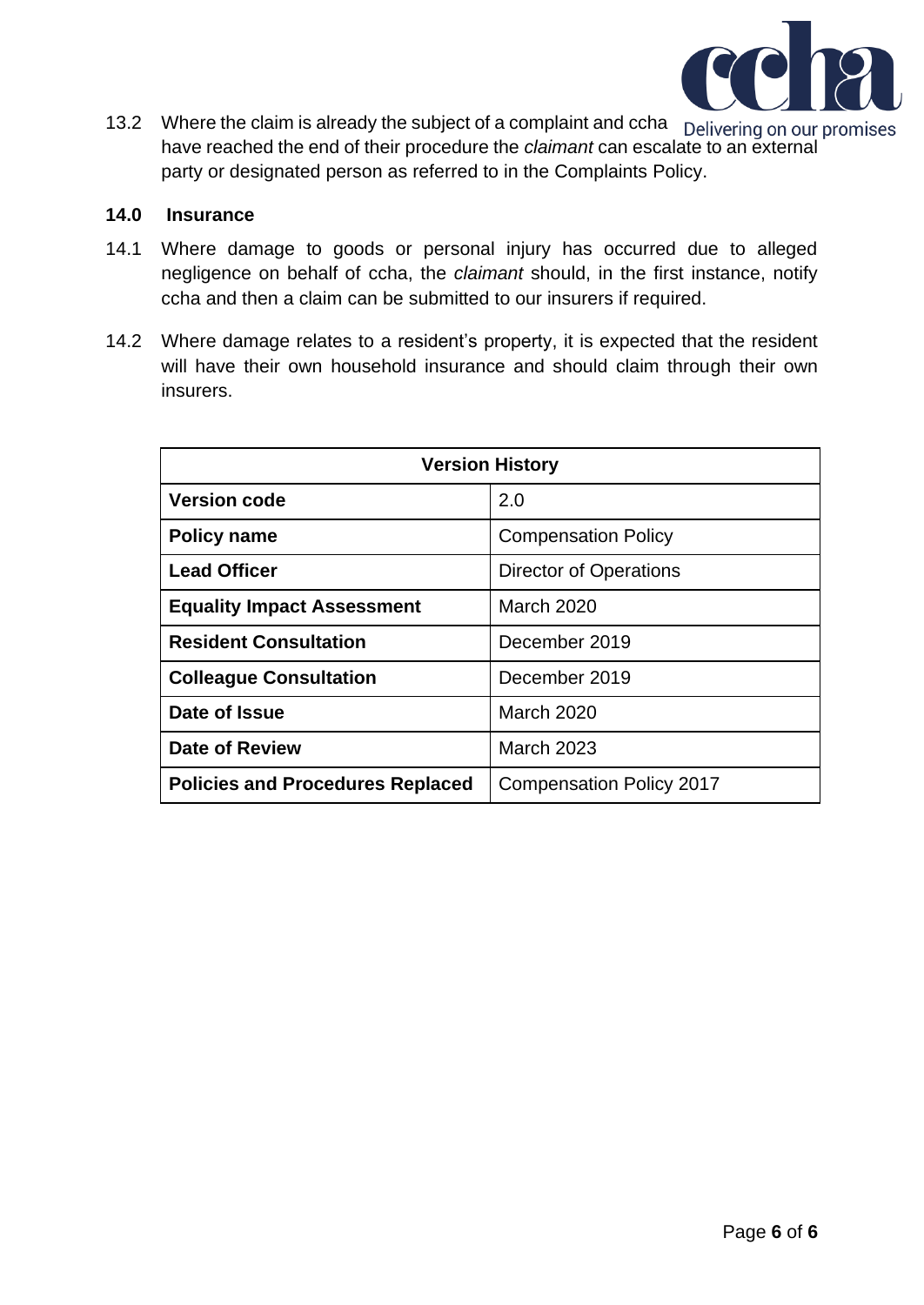13.2 Where the claim is already the subject of a complaint and ccha have reached the end of their procedure the *claimant* can escalate to an external party or designated person as referred to in the Complaints Policy.

## 14.0 Insurance

14.1 Where damage to goods or personal injury has occurred due to alleged negligence on behalf of ccha, the *claimant* should, in the first instance, notify ccha and then a claim can be submitted to our insurers if required.

14.2 Where damage relates to a resident's property, it is expected that the resident will have their own household insurance and should claim through their own insurers.

| **Version History** | |
|---|---|
| **Version code** | 2.0 |
| **Policy name** | Compensation Policy |
| **Lead Officer** | Director of Operations |
| **Equality Impact Assessment** | March 2020 |
| **Resident Consultation** | December 2019 |
| **Colleague Consultation** | December 2019 |
| **Date of Issue** | March 2020 |
| **Date of Review** | March 2023 |
| **Policies and Procedures Replaced** | Compensation Policy 2017 |